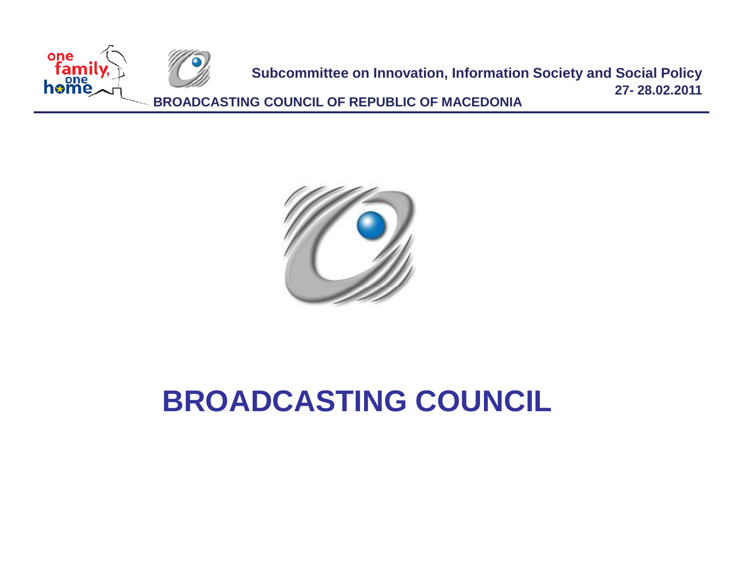Subcommittee on Innovation, Information Society and Social Policy

27- 28.02.2011

BROADCASTING COUNCIL OF REPUBLIC OF MACEDONIA

# BROADCASTING COUNCIL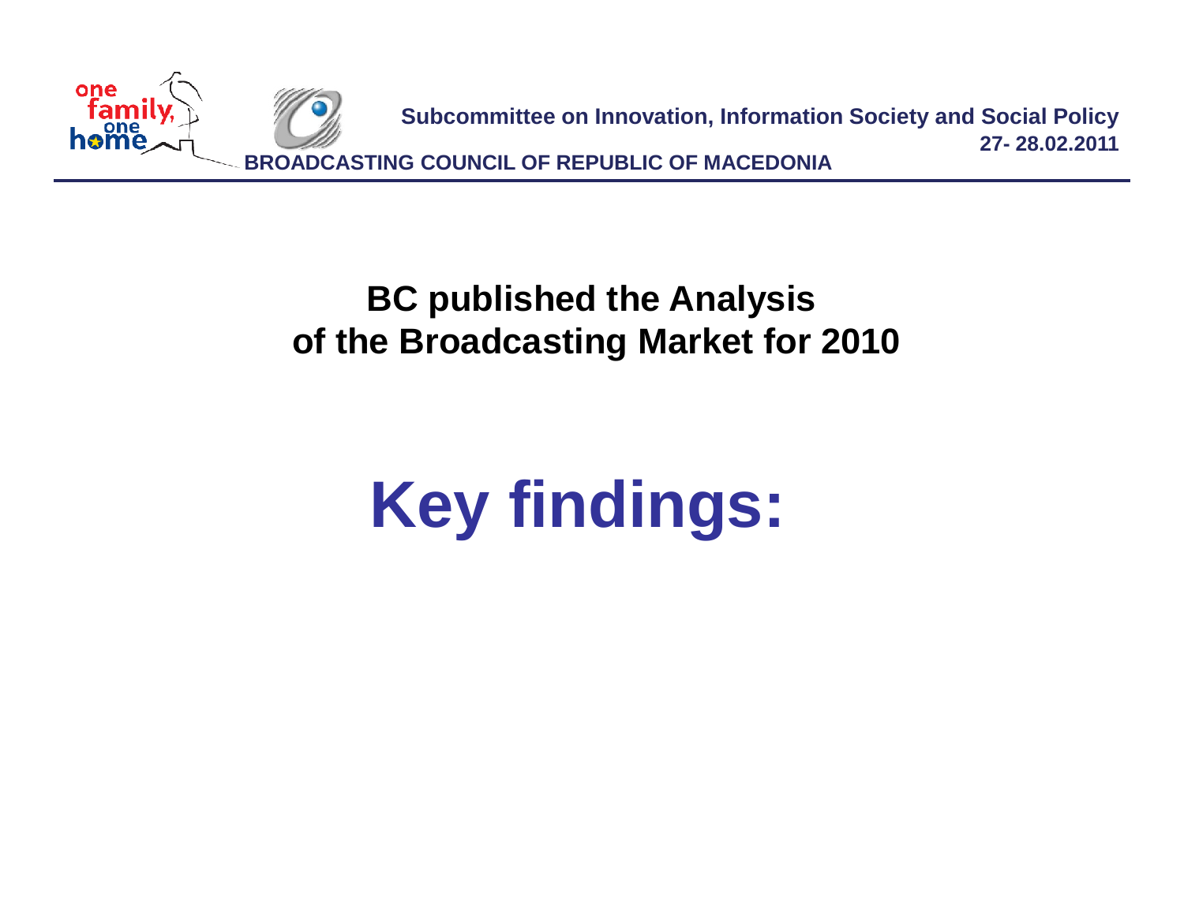## BC published the Analysis of the Broadcasting Market for 2010

# Key findings: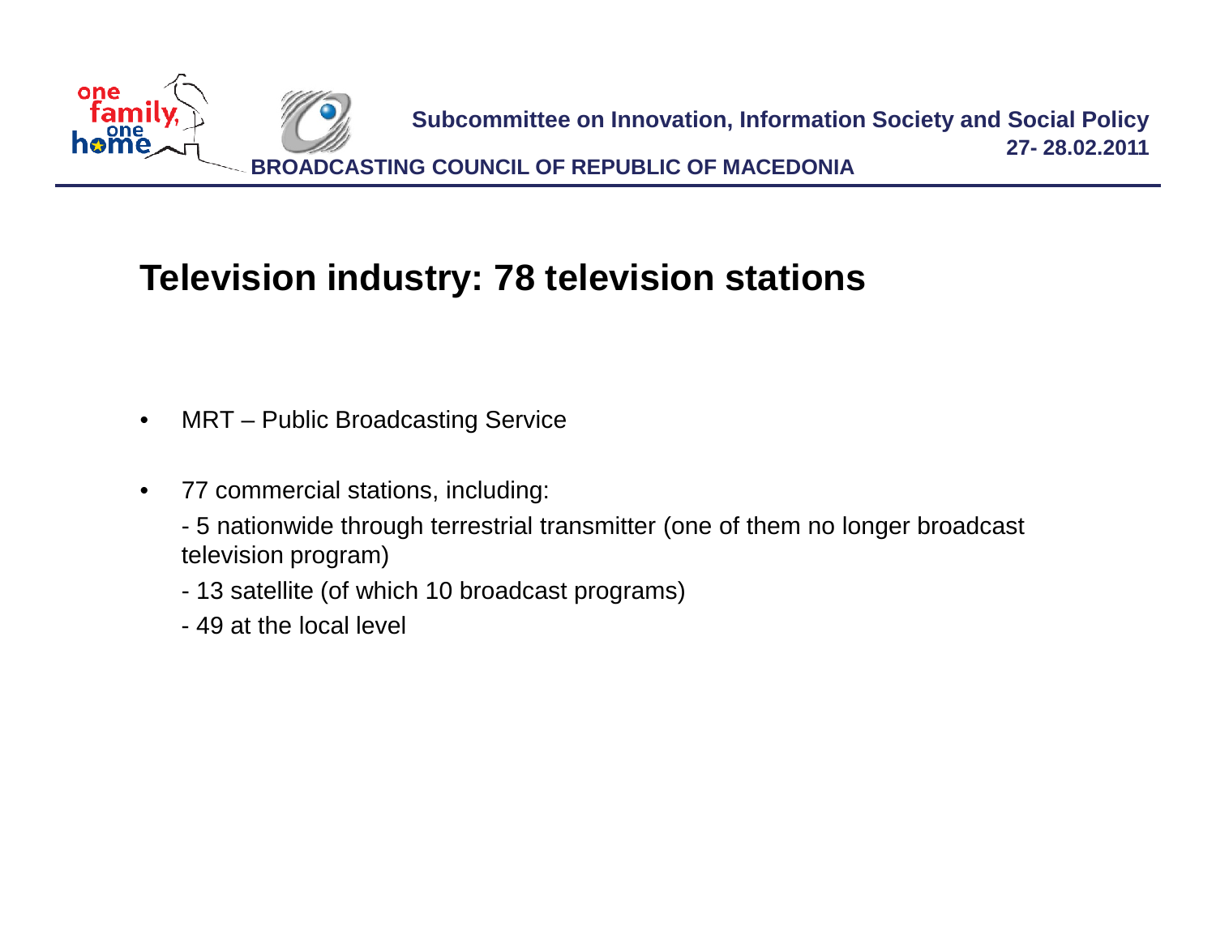# Television industry: 78 television stations

- MRT – Public Broadcasting Service
- 77 commercial stations, including:

  - 5 nationwide through terrestrial transmitter (one of them no longer broadcast television program)
  - 13 satellite (of which 10 broadcast programs)
  - 49 at the local level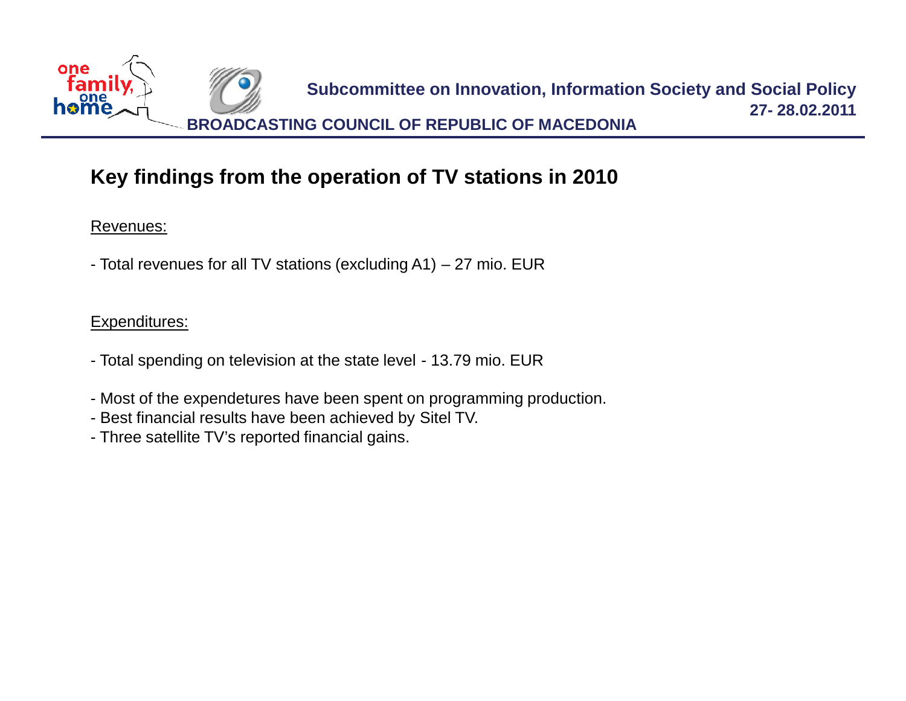## Key findings from the operation of TV stations in 2010

Revenues:

- Total revenues for all TV stations (excluding A1) – 27 mio. EUR

Expenditures:

- Total spending on television at the state level - 13.79 mio. EUR

- Most of the expendetures have been spent on programming production.
- Best financial results have been achieved by Sitel TV.
- Three satellite TV's reported financial gains.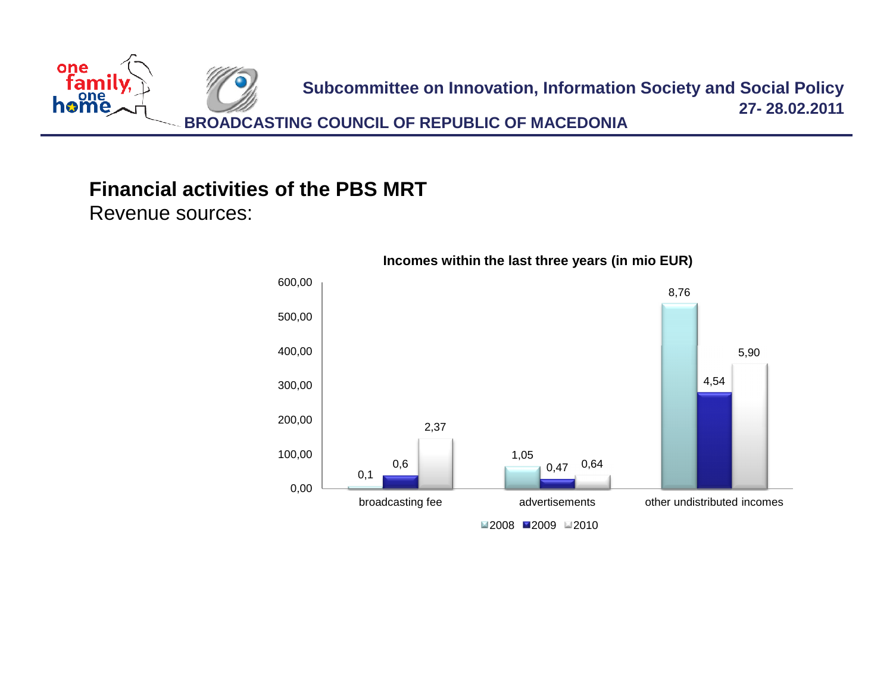## Financial activities of the PBS MRT

Revenue sources:

**Incomes within the last three years (in mio EUR)**

| | 2008 | 2009 | 2010 |
|---|---|---|---|
| broadcasting fee | 0,1 | 0,6 | 2,37 |
| advertisements | 1,05 | 0,47 | 0,64 |
| other undistributed incomes | 8,76 | 4,54 | 5,90 |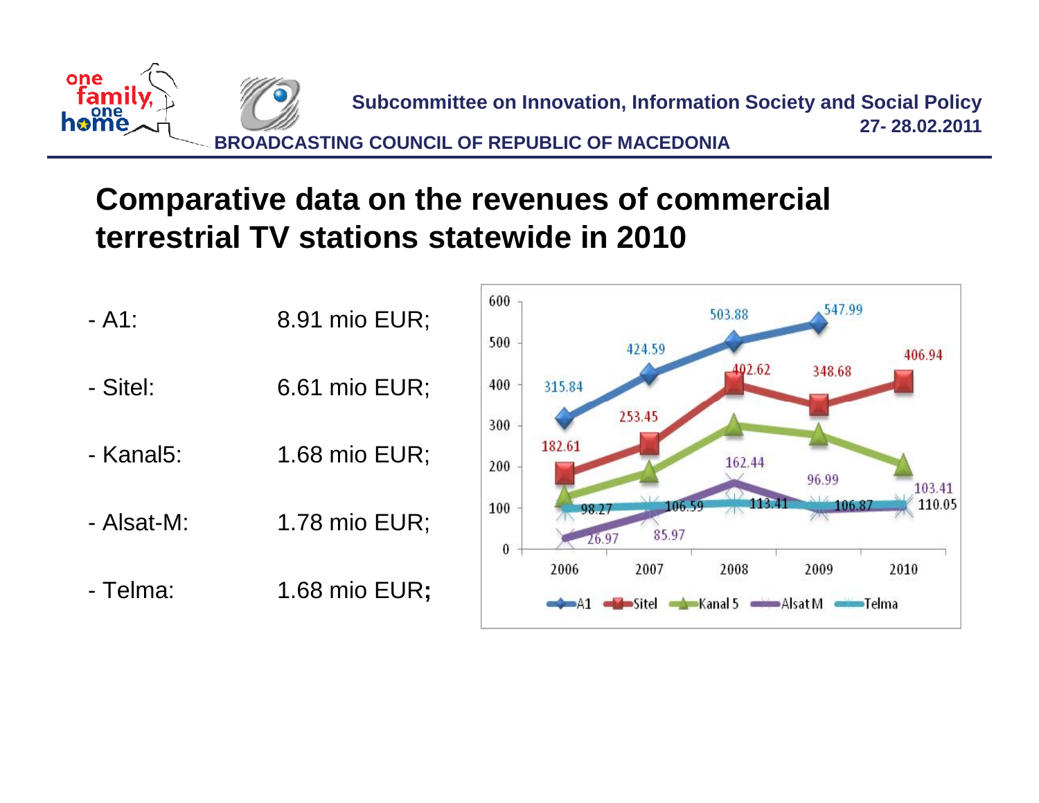# Comparative data on the revenues of commercial terrestrial TV stations statewide in 2010

- A1: 8.91 mio EUR;
- Sitel: 6.61 mio EUR;
- Kanal5: 1.68 mio EUR;
- Alsat-M: 1.78 mio EUR;
- Telma: 1.68 mio EUR;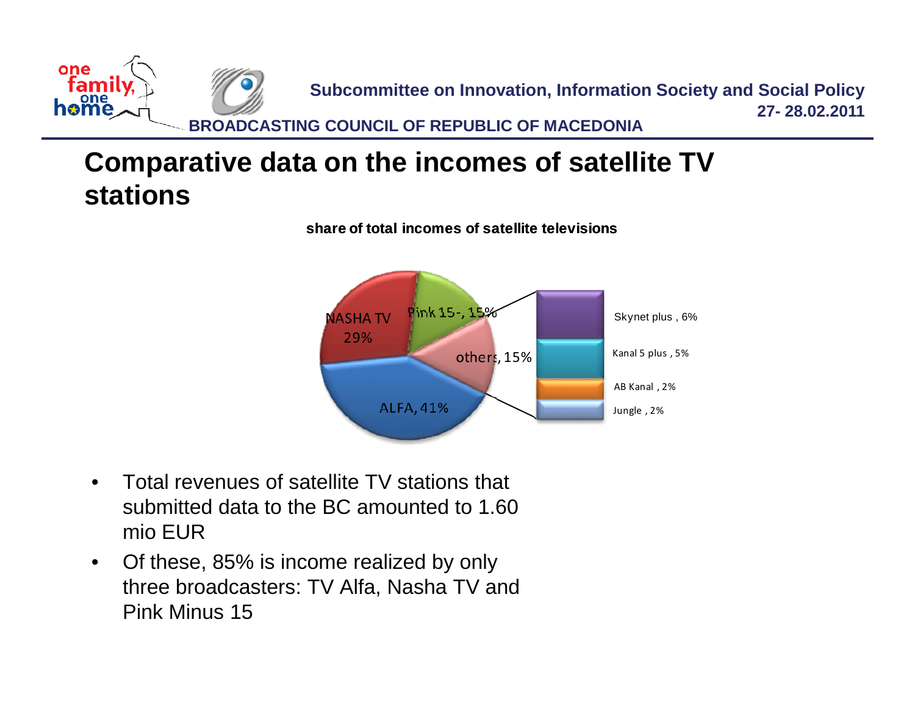# Comparative data on the incomes of satellite TV stations

**share of total incomes of satellite televisions**

| Station | Share |
|---|---|
| ALFA | 41% |
| NASHA TV | 29% |
| Pink 15- | 15% |
| others | 15% |
| Skynet plus | 6% |
| Kanal 5 plus | 5% |
| AB Kanal | 2% |
| Jungle | 2% |

- Total revenues of satellite TV stations that submitted data to the BC amounted to 1.60 mio EUR
- Of these, 85% is income realized by only three broadcasters: TV Alfa, Nasha TV and Pink Minus 15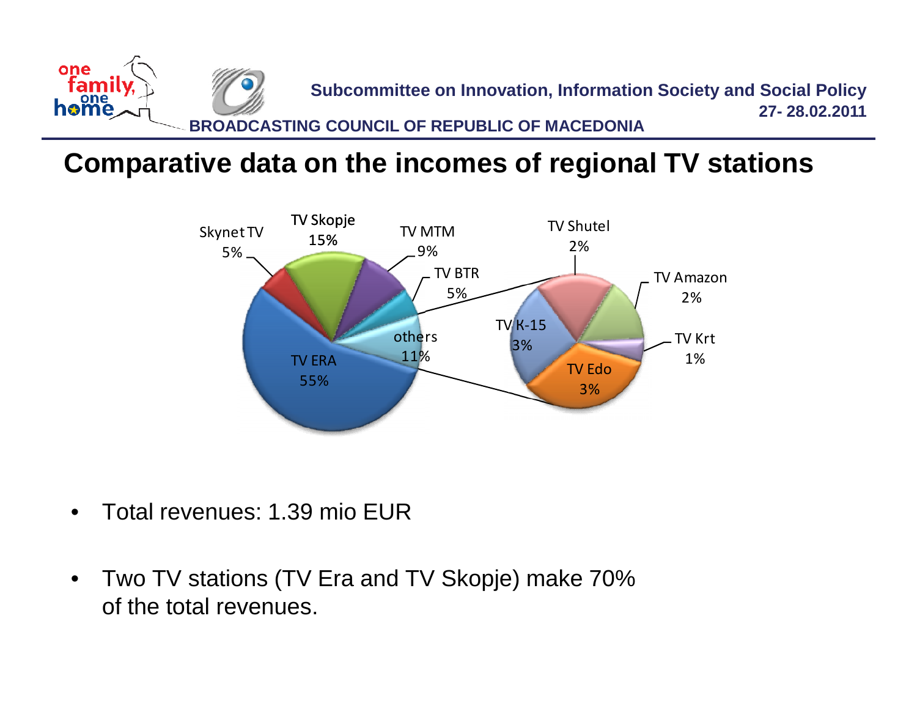# Comparative data on the incomes of regional TV stations

| Station | Share |
|---|---|
| TV ERA | 55% |
| TV Skopje | 15% |
| TV MTM | 9% |
| Skynet TV | 5% |
| TV BTR | 5% |
| others | 11% |

Breakdown of "others":

| Station | Share |
|---|---|
| TV Shutel | 2% |
| TV Amazon | 2% |
| TV Krt | 1% |
| TV Edo | 3% |
| TV K-15 | 3% |

- Total revenues: 1.39 mio EUR
- Two TV stations (TV Era and TV Skopje) make 70% of the total revenues.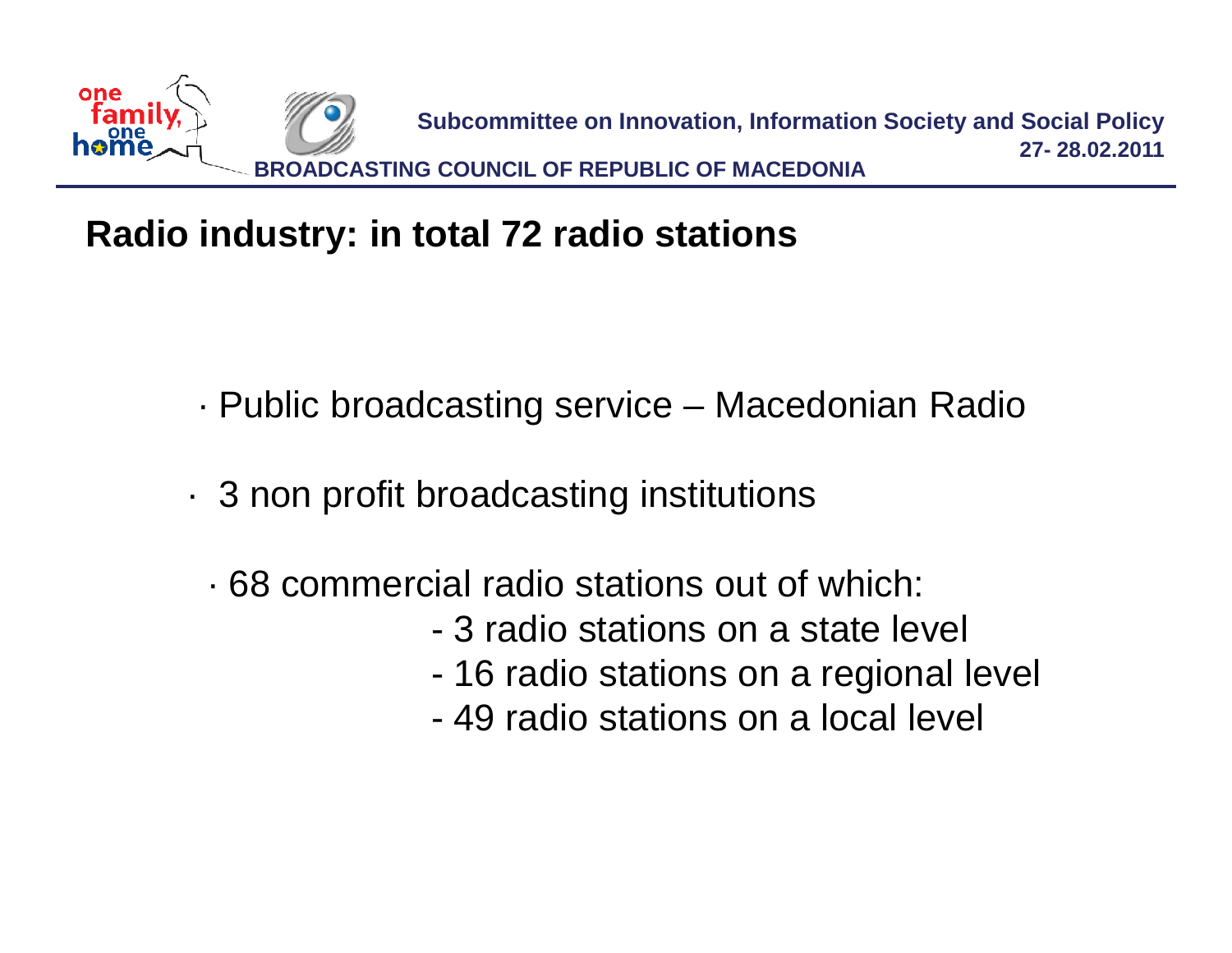## Radio industry: in total 72 radio stations

- Public broadcasting service – Macedonian Radio
- 3 non profit broadcasting institutions
- 68 commercial radio stations out of which:
  - 3 radio stations on a state level
  - 16 radio stations on a regional level
  - 49 radio stations on a local level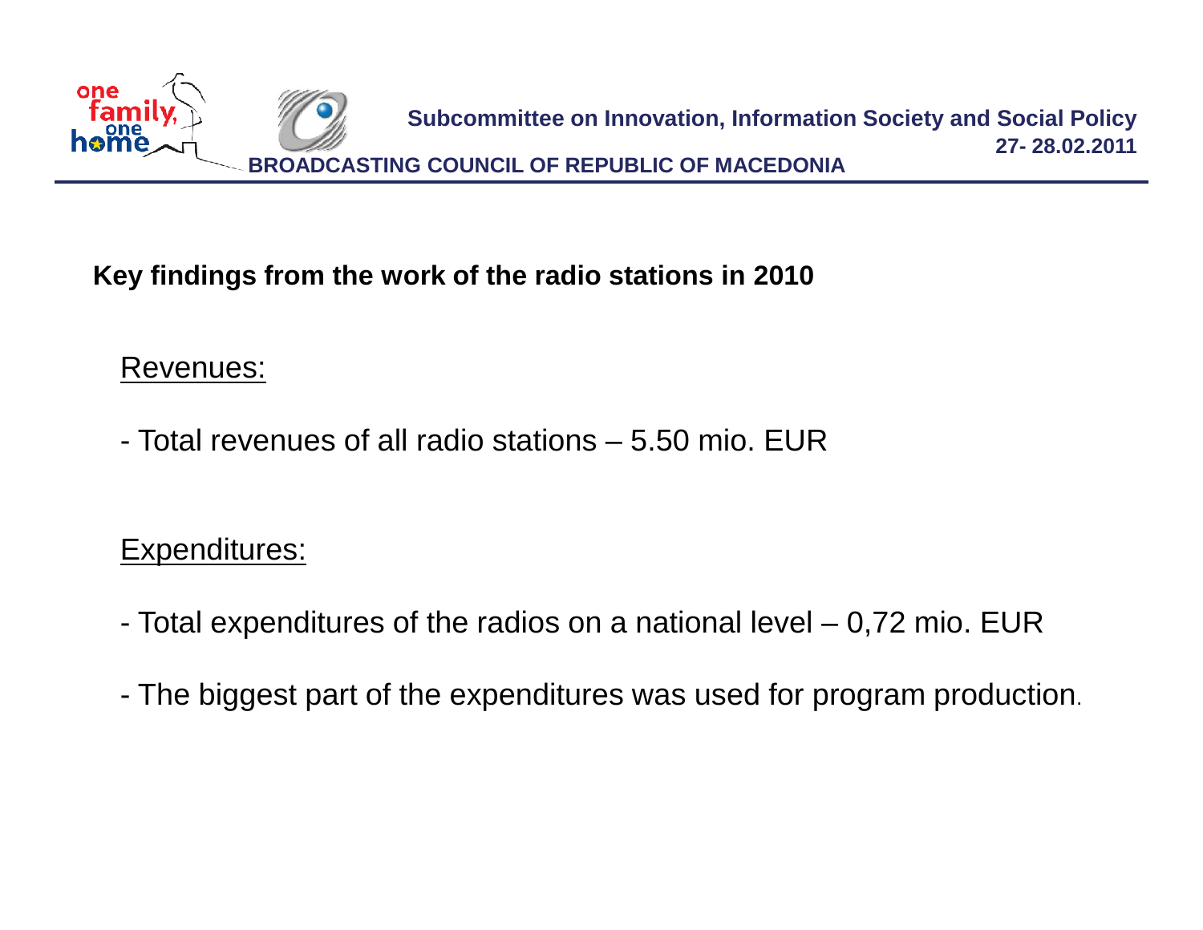## Key findings from the work of the radio stations in 2010

Revenues:

- Total revenues of all radio stations – 5.50 mio. EUR

Expenditures:

- Total expenditures of the radios on a national level – 0,72 mio. EUR

- The biggest part of the expenditures was used for program production.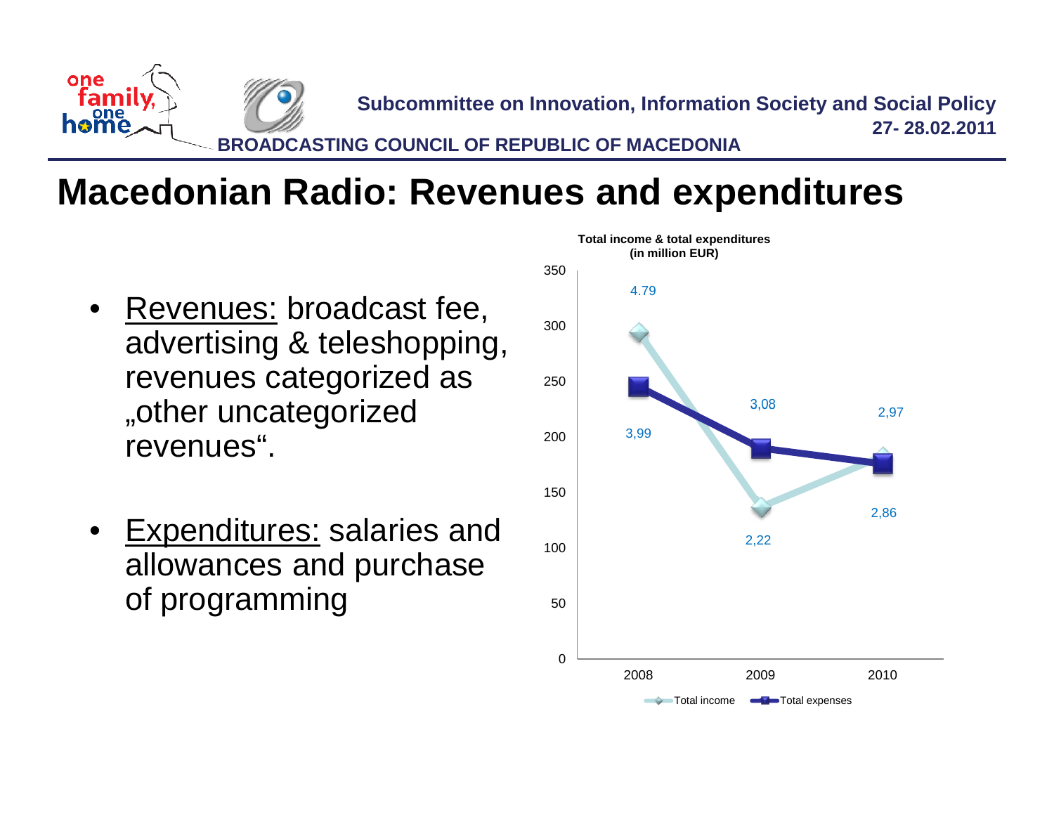# Macedonian Radio: Revenues and expenditures

- Revenues: broadcast fee, advertising & teleshopping, revenues categorized as „other uncategorized revenues“.
- Expenditures: salaries and allowances and purchase of programming

**Total income & total expenditures (in million EUR)**

| | 2008 | 2009 | 2010 |
|---|---|---|---|
| Total income | 4.79 | 2,22 | 2,97 |
| Total expenses | 3,99 | 3,08 | 2,86 |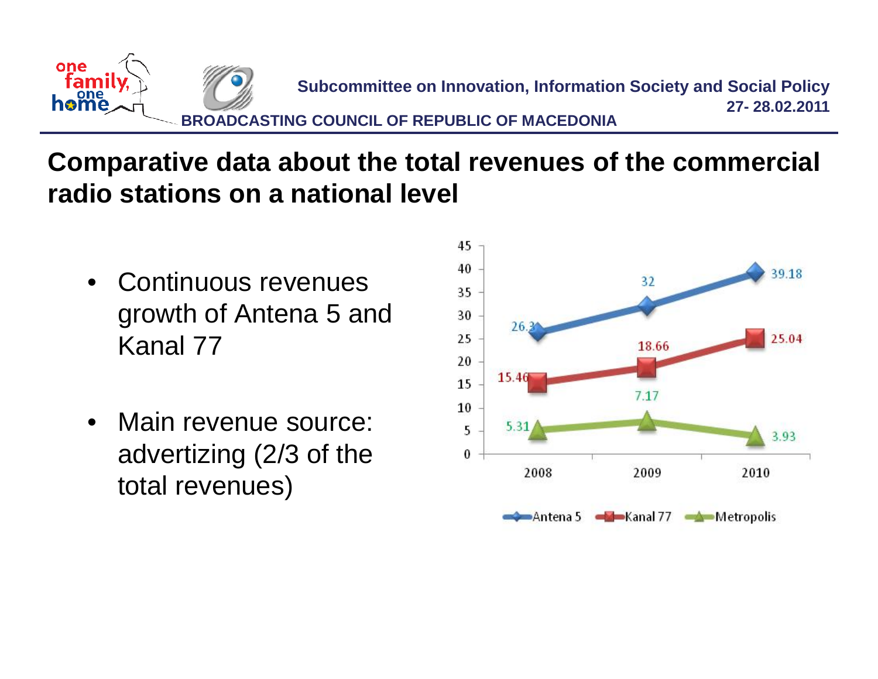# Comparative data about the total revenues of the commercial radio stations on a national level

- Continuous revenues growth of Antena 5 and Kanal 77
- Main revenue source: advertizing (2/3 of the total revenues)

| | 2008 | 2009 | 2010 |
|---|---|---|---|
| Antena 5 | 26.3 | 32 | 39.18 |
| Kanal 77 | 15.46 | 18.66 | 25.04 |
| Metropolis | 5.31 | 7.17 | 3.93 |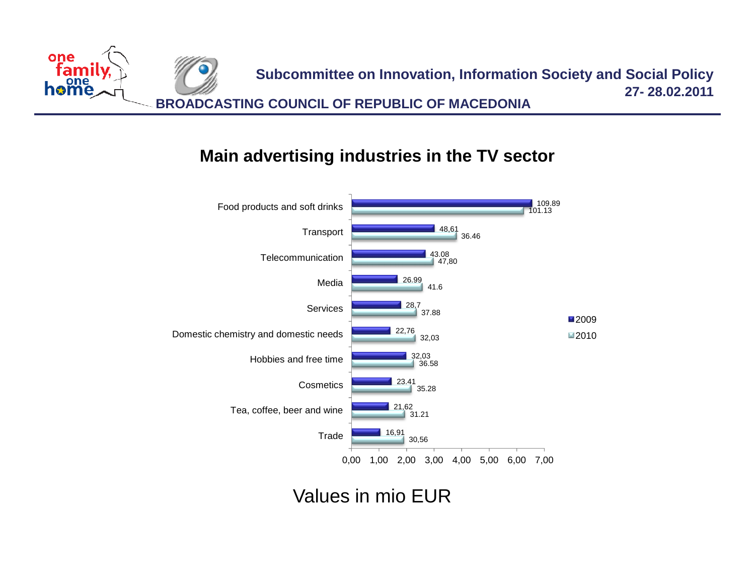## Main advertising industries in the TV sector

| Industry | 2009 | 2010 |
|---|---|---|
| Food products and soft drinks | 109.89 | 101.13 |
| Transport | 48,61 | 36.46 |
| Telecommunication | 43.08 | 47,80 |
| Media | 26.99 | 41.6 |
| Services | 28,7 | 37.88 |
| Domestic chemistry and domestic needs | 22,76 | 32,03 |
| Hobbies and free time | 32,03 | 36.58 |
| Cosmetics | 23.41 | 35.28 |
| Tea, coffee, beer and wine | 21,62 | 31.21 |
| Trade | 16,91 | 30,56 |

Values in mio EUR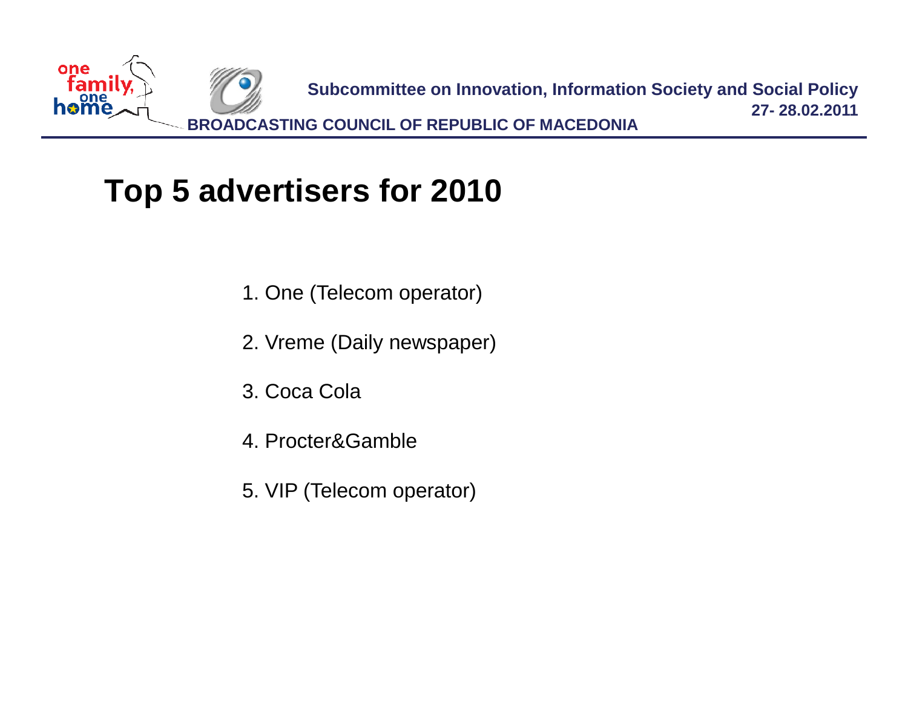# Top 5 advertisers for 2010

1. One (Telecom operator)
2. Vreme (Daily newspaper)
3. Coca Cola
4. Procter&Gamble
5. VIP (Telecom operator)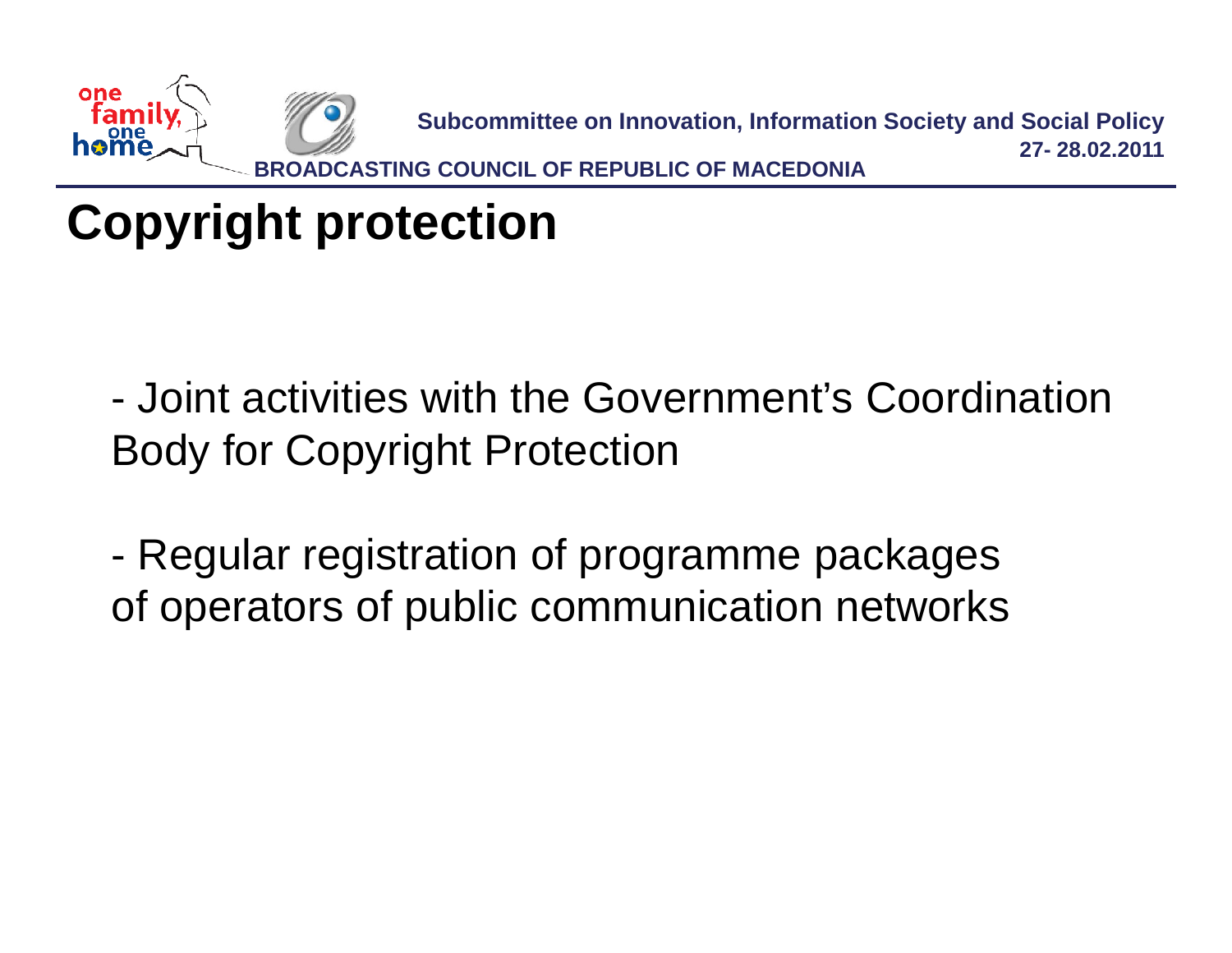# Copyright protection

- Joint activities with the Government's Coordination Body for Copyright Protection

- Regular registration of programme packages of operators of public communication networks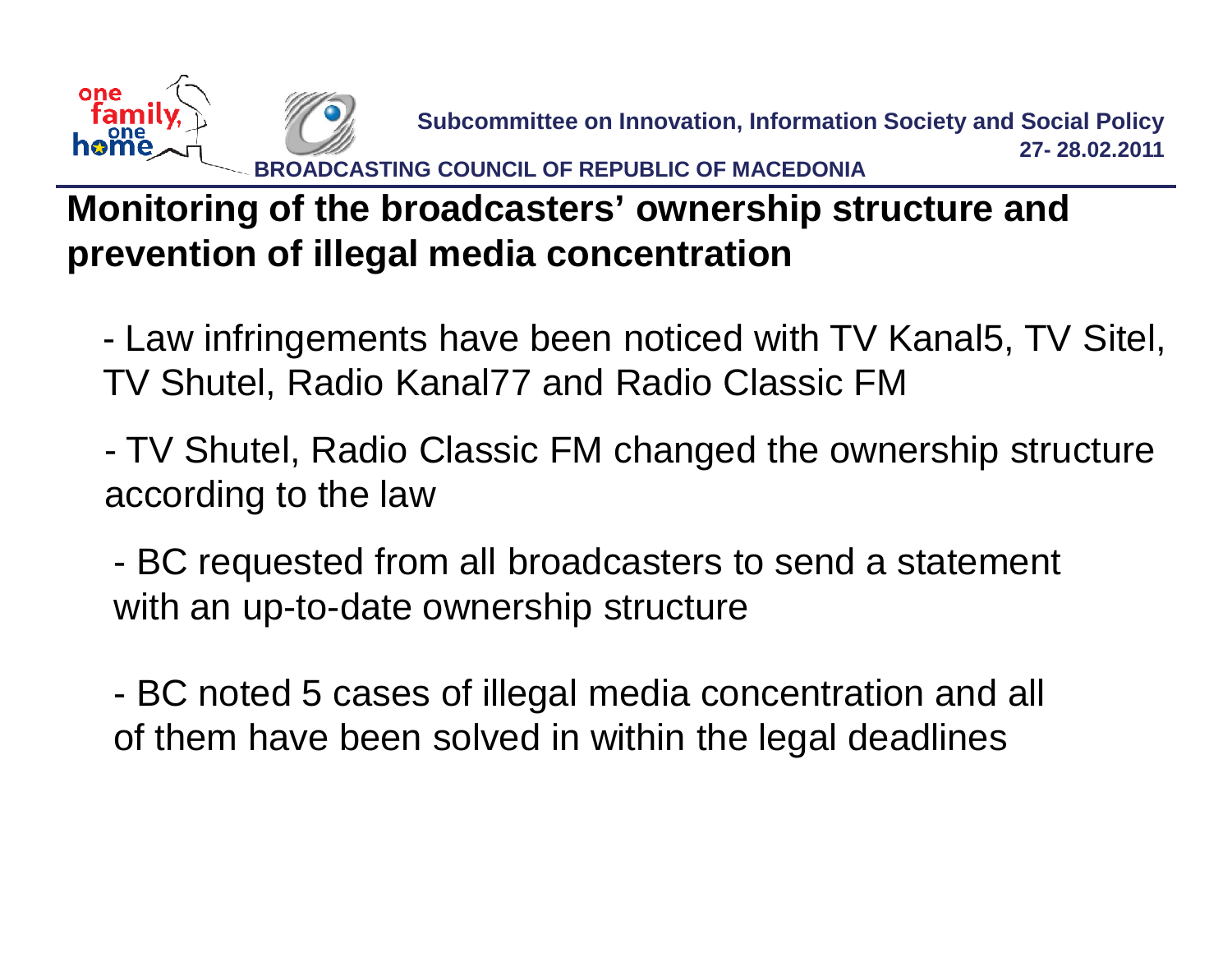# Monitoring of the broadcasters' ownership structure and prevention of illegal media concentration

- Law infringements have been noticed with TV Kanal5, TV Sitel, TV Shutel, Radio Kanal77 and Radio Classic FM

- TV Shutel, Radio Classic FM changed the ownership structure according to the law

- BC requested from all broadcasters to send a statement with an up-to-date ownership structure

- BC noted 5 cases of illegal media concentration and all of them have been solved in within the legal deadlines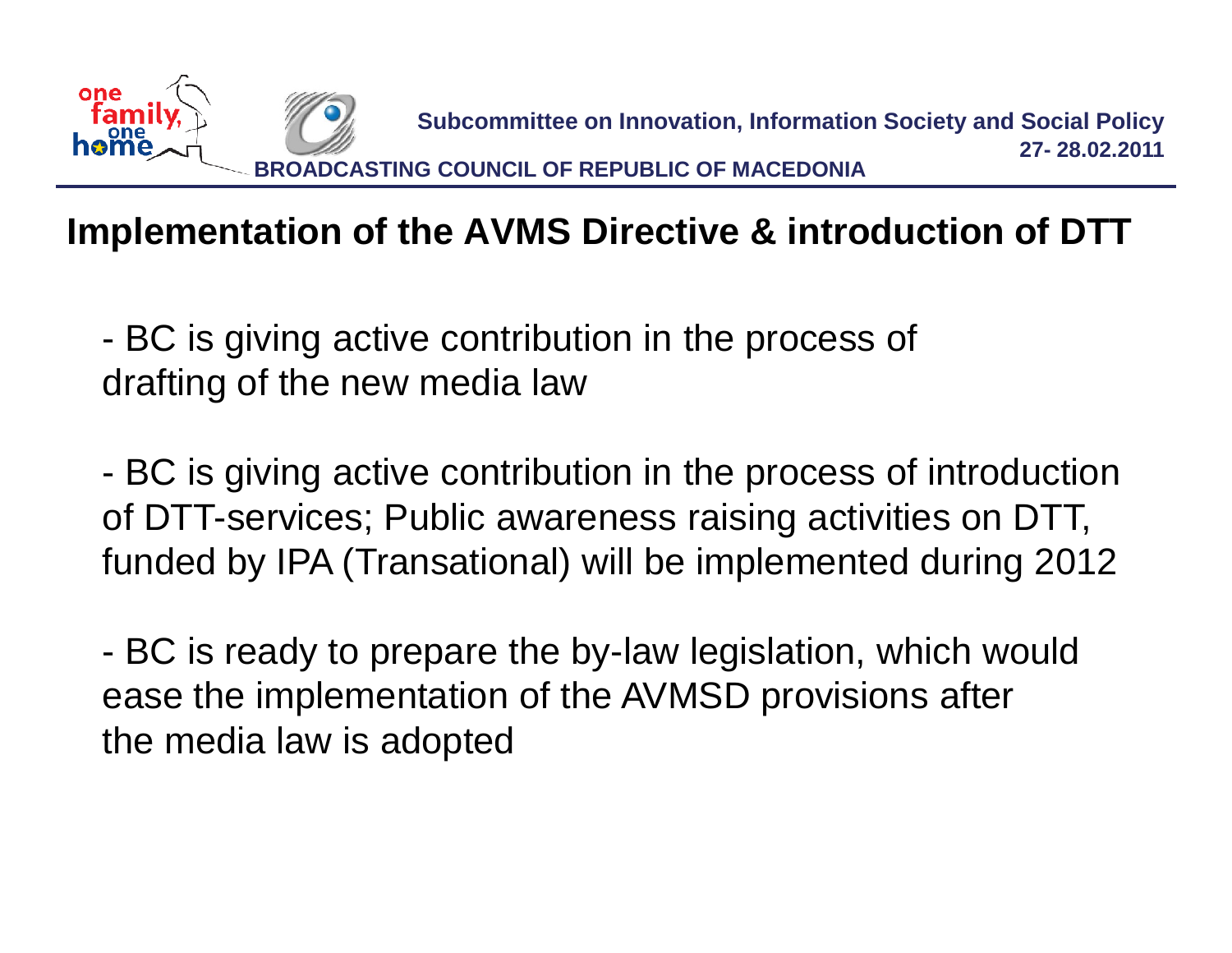# Implementation of the AVMS Directive & introduction of DTT

- BC is giving active contribution in the process of drafting of the new media law

- BC is giving active contribution in the process of introduction of DTT-services; Public awareness raising activities on DTT, funded by IPA (Transational) will be implemented during 2012

- BC is ready to prepare the by-law legislation, which would ease the implementation of the AVMSD provisions after the media law is adopted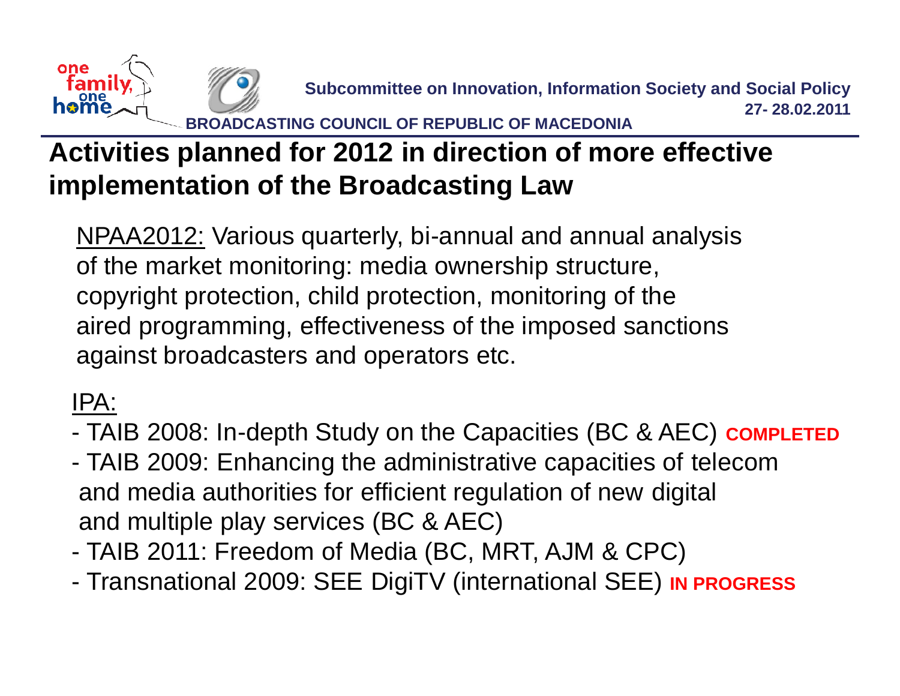# Activities planned for 2012 in direction of more effective implementation of the Broadcasting Law

NPAA2012: Various quarterly, bi-annual and annual analysis of the market monitoring: media ownership structure, copyright protection, child protection, monitoring of the aired programming, effectiveness of the imposed sanctions against broadcasters and operators etc.

IPA:

- TAIB 2008: In-depth Study on the Capacities (BC & AEC) **COMPLETED**
- TAIB 2009: Enhancing the administrative capacities of telecom and media authorities for efficient regulation of new digital and multiple play services (BC & AEC)
- TAIB 2011: Freedom of Media (BC, MRT, AJM & CPC)
- Transnational 2009: SEE DigiTV (international SEE) **IN PROGRESS**